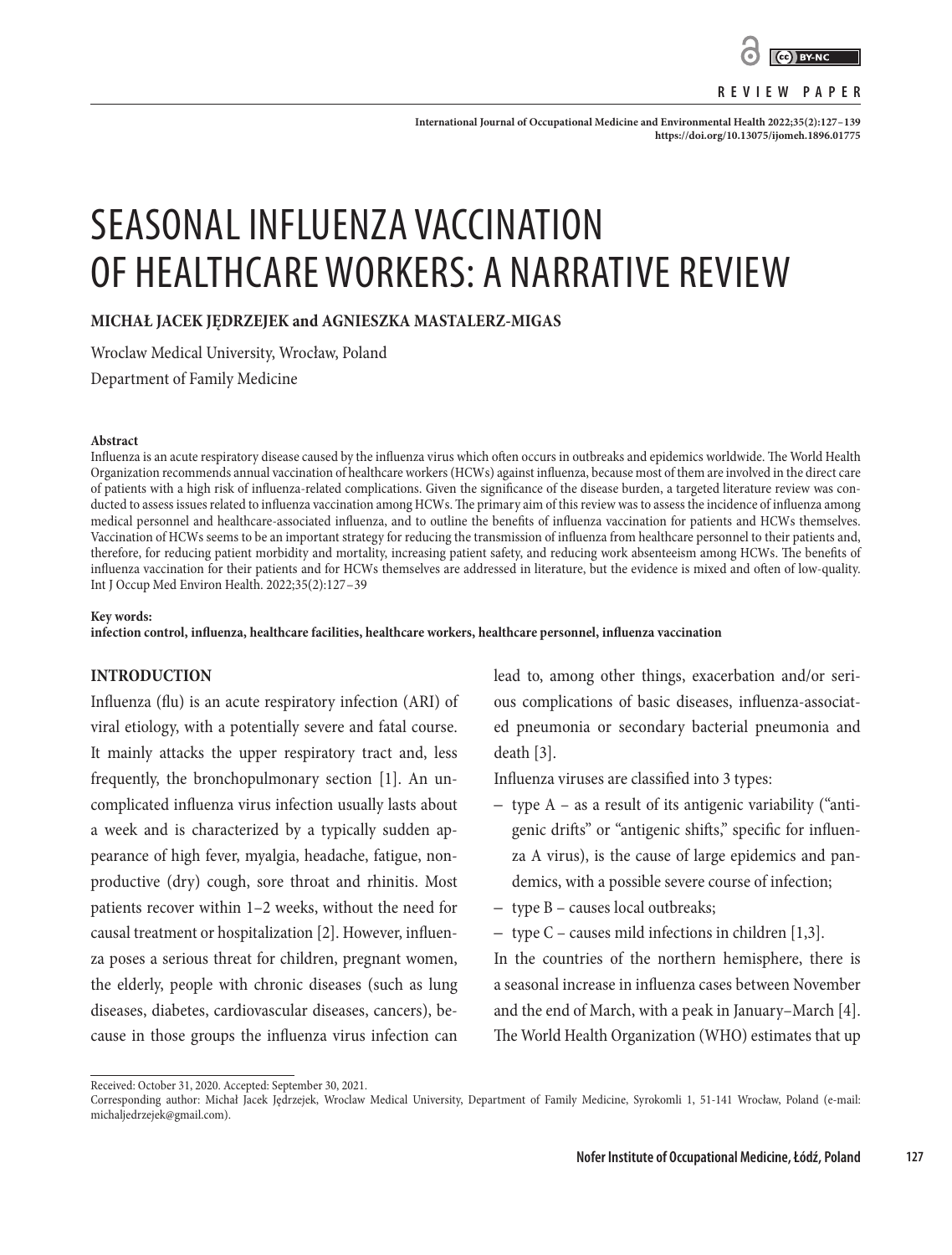REVIEW PAPER

# SEASONAL INFLUENZA VACCINATION OF HEALTHCARE WORKERS: A NARRATIVE REVIEW

**MICHAŁ JACEK JĘDRZEJEK and AGNIESZKA MASTALERZ-MIGAS**

Wroclaw Medical University, Wrocław, Poland
Department of Family Medicine

**Abstract**

Influenza is an acute respiratory disease caused by the influenza virus which often occurs in outbreaks and epidemics worldwide. The World Health Organization recommends annual vaccination of healthcare workers (HCWs) against influenza, because most of them are involved in the direct care of patients with a high risk of influenza-related complications. Given the significance of the disease burden, a targeted literature review was conducted to assess issues related to influenza vaccination among HCWs. The primary aim of this review was to assess the incidence of influenza among medical personnel and healthcare-associated influenza, and to outline the benefits of influenza vaccination for patients and HCWs themselves. Vaccination of HCWs seems to be an important strategy for reducing the transmission of influenza from healthcare personnel to their patients and, therefore, for reducing patient morbidity and mortality, increasing patient safety, and reducing work absenteeism among HCWs. The benefits of influenza vaccination for their patients and for HCWs themselves are addressed in literature, but the evidence is mixed and often of low-quality. Int J Occup Med Environ Health. 2022;35(2):127–39

**Key words:**
**infection control, influenza, healthcare facilities, healthcare workers, healthcare personnel, influenza vaccination**

## INTRODUCTION

Influenza (flu) is an acute respiratory infection (ARI) of viral etiology, with a potentially severe and fatal course. It mainly attacks the upper respiratory tract and, less frequently, the bronchopulmonary section [1]. An uncomplicated influenza virus infection usually lasts about a week and is characterized by a typically sudden appearance of high fever, myalgia, headache, fatigue, nonproductive (dry) cough, sore throat and rhinitis. Most patients recover within 1–2 weeks, without the need for causal treatment or hospitalization [2]. However, influenza poses a serious threat for children, pregnant women, the elderly, people with chronic diseases (such as lung diseases, diabetes, cardiovascular diseases, cancers), because in those groups the influenza virus infection can lead to, among other things, exacerbation and/or serious complications of basic diseases, influenza-associated pneumonia or secondary bacterial pneumonia and death [3].

Influenza viruses are classified into 3 types:

- type A – as a result of its antigenic variability ("antigenic drifts" or "antigenic shifts," specific for influenza A virus), is the cause of large epidemics and pandemics, with a possible severe course of infection;
- type B – causes local outbreaks;
- type C – causes mild infections in children [1,3].

In the countries of the northern hemisphere, there is a seasonal increase in influenza cases between November and the end of March, with a peak in January–March [4]. The World Health Organization (WHO) estimates that up

Received: October 31, 2020. Accepted: September 30, 2021.
Corresponding author: Michał Jacek Jędrzejek, Wroclaw Medical University, Department of Family Medicine, Syrokomli 1, 51-141 Wrocław, Poland (e-mail: michaljedrzejek@gmail.com).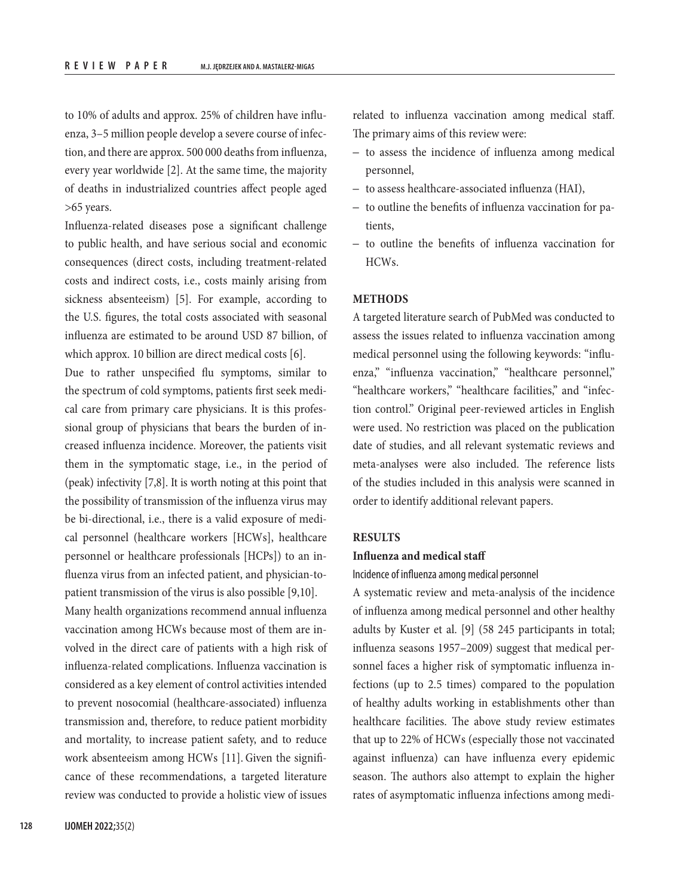to 10% of adults and approx. 25% of children have influenza, 3–5 million people develop a severe course of infection, and there are approx. 500 000 deaths from influenza, every year worldwide [2]. At the same time, the majority of deaths in industrialized countries affect people aged >65 years.

Influenza-related diseases pose a significant challenge to public health, and have serious social and economic consequences (direct costs, including treatment-related costs and indirect costs, i.e., costs mainly arising from sickness absenteeism) [5]. For example, according to the U.S. figures, the total costs associated with seasonal influenza are estimated to be around USD 87 billion, of which approx. 10 billion are direct medical costs [6].

Due to rather unspecified flu symptoms, similar to the spectrum of cold symptoms, patients first seek medical care from primary care physicians. It is this professional group of physicians that bears the burden of increased influenza incidence. Moreover, the patients visit them in the symptomatic stage, i.e., in the period of (peak) infectivity [7,8]. It is worth noting at this point that the possibility of transmission of the influenza virus may be bi-directional, i.e., there is a valid exposure of medical personnel (healthcare workers [HCWs], healthcare personnel or healthcare professionals [HCPs]) to an influenza virus from an infected patient, and physician-to-patient transmission of the virus is also possible [9,10].

Many health organizations recommend annual influenza vaccination among HCWs because most of them are involved in the direct care of patients with a high risk of influenza-related complications. Influenza vaccination is considered as a key element of control activities intended to prevent nosocomial (healthcare-associated) influenza transmission and, therefore, to reduce patient morbidity and mortality, to increase patient safety, and to reduce work absenteeism among HCWs [11]. Given the significance of these recommendations, a targeted literature review was conducted to provide a holistic view of issues related to influenza vaccination among medical staff. The primary aims of this review were:

- to assess the incidence of influenza among medical personnel,
- to assess healthcare-associated influenza (HAI),
- to outline the benefits of influenza vaccination for patients,
- to outline the benefits of influenza vaccination for HCWs.

## METHODS

A targeted literature search of PubMed was conducted to assess the issues related to influenza vaccination among medical personnel using the following keywords: "influenza," "influenza vaccination," "healthcare personnel," "healthcare workers," "healthcare facilities," and "infection control." Original peer-reviewed articles in English were used. No restriction was placed on the publication date of studies, and all relevant systematic reviews and meta-analyses were also included. The reference lists of the studies included in this analysis were scanned in order to identify additional relevant papers.

## RESULTS

### Influenza and medical staff

#### Incidence of influenza among medical personnel

A systematic review and meta-analysis of the incidence of influenza among medical personnel and other healthy adults by Kuster et al. [9] (58 245 participants in total; influenza seasons 1957–2009) suggest that medical personnel faces a higher risk of symptomatic influenza infections (up to 2.5 times) compared to the population of healthy adults working in establishments other than healthcare facilities. The above study review estimates that up to 22% of HCWs (especially those not vaccinated against influenza) can have influenza every epidemic season. The authors also attempt to explain the higher rates of asymptomatic influenza infections among medi-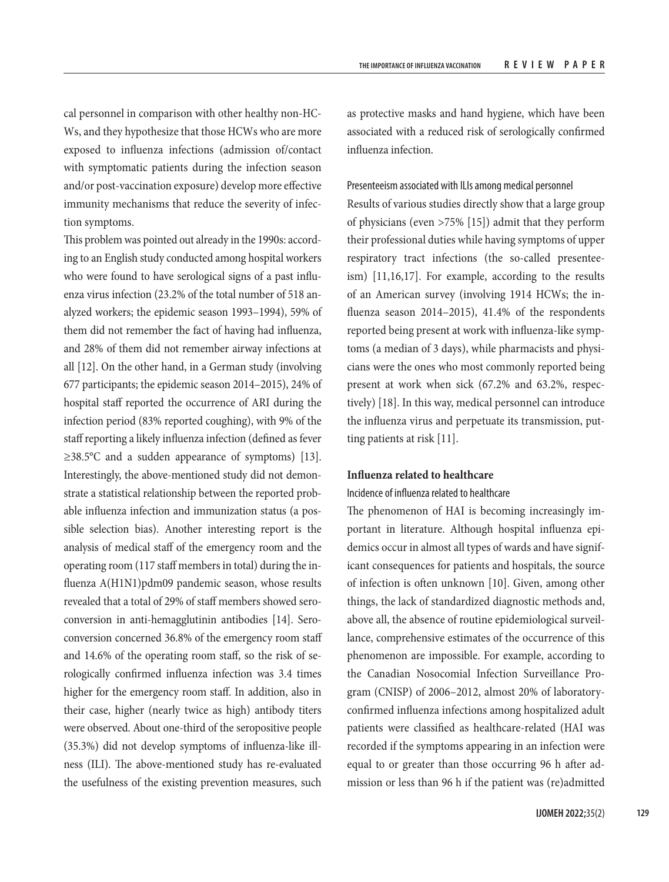cal personnel in comparison with other healthy non-HCWs, and they hypothesize that those HCWs who are more exposed to influenza infections (admission of/contact with symptomatic patients during the infection season and/or post-vaccination exposure) develop more effective immunity mechanisms that reduce the severity of infection symptoms.

This problem was pointed out already in the 1990s: according to an English study conducted among hospital workers who were found to have serological signs of a past influenza virus infection (23.2% of the total number of 518 analyzed workers; the epidemic season 1993–1994), 59% of them did not remember the fact of having had influenza, and 28% of them did not remember airway infections at all [12]. On the other hand, in a German study (involving 677 participants; the epidemic season 2014–2015), 24% of hospital staff reported the occurrence of ARI during the infection period (83% reported coughing), with 9% of the staff reporting a likely influenza infection (defined as fever ≥38.5°C and a sudden appearance of symptoms) [13]. Interestingly, the above-mentioned study did not demonstrate a statistical relationship between the reported probable influenza infection and immunization status (a possible selection bias). Another interesting report is the analysis of medical staff of the emergency room and the operating room (117 staff members in total) during the influenza A(H1N1)pdm09 pandemic season, whose results revealed that a total of 29% of staff members showed seroconversion in anti-hemagglutinin antibodies [14]. Seroconversion concerned 36.8% of the emergency room staff and 14.6% of the operating room staff, so the risk of serologically confirmed influenza infection was 3.4 times higher for the emergency room staff. In addition, also in their case, higher (nearly twice as high) antibody titers were observed. About one-third of the seropositive people (35.3%) did not develop symptoms of influenza-like illness (ILI). The above-mentioned study has re-evaluated the usefulness of the existing prevention measures, such as protective masks and hand hygiene, which have been associated with a reduced risk of serologically confirmed influenza infection.

#### Presenteeism associated with ILIs among medical personnel

Results of various studies directly show that a large group of physicians (even >75% [15]) admit that they perform their professional duties while having symptoms of upper respiratory tract infections (the so-called presenteeism) [11,16,17]. For example, according to the results of an American survey (involving 1914 HCWs; the influenza season 2014–2015), 41.4% of the respondents reported being present at work with influenza-like symptoms (a median of 3 days), while pharmacists and physicians were the ones who most commonly reported being present at work when sick (67.2% and 63.2%, respectively) [18]. In this way, medical personnel can introduce the influenza virus and perpetuate its transmission, putting patients at risk [11].

### Influenza related to healthcare

#### Incidence of influenza related to healthcare

The phenomenon of HAI is becoming increasingly important in literature. Although hospital influenza epidemics occur in almost all types of wards and have significant consequences for patients and hospitals, the source of infection is often unknown [10]. Given, among other things, the lack of standardized diagnostic methods and, above all, the absence of routine epidemiological surveillance, comprehensive estimates of the occurrence of this phenomenon are impossible. For example, according to the Canadian Nosocomial Infection Surveillance Program (CNISP) of 2006–2012, almost 20% of laboratory-confirmed influenza infections among hospitalized adult patients were classified as healthcare-related (HAI was recorded if the symptoms appearing in an infection were equal to or greater than those occurring 96 h after admission or less than 96 h if the patient was (re)admitted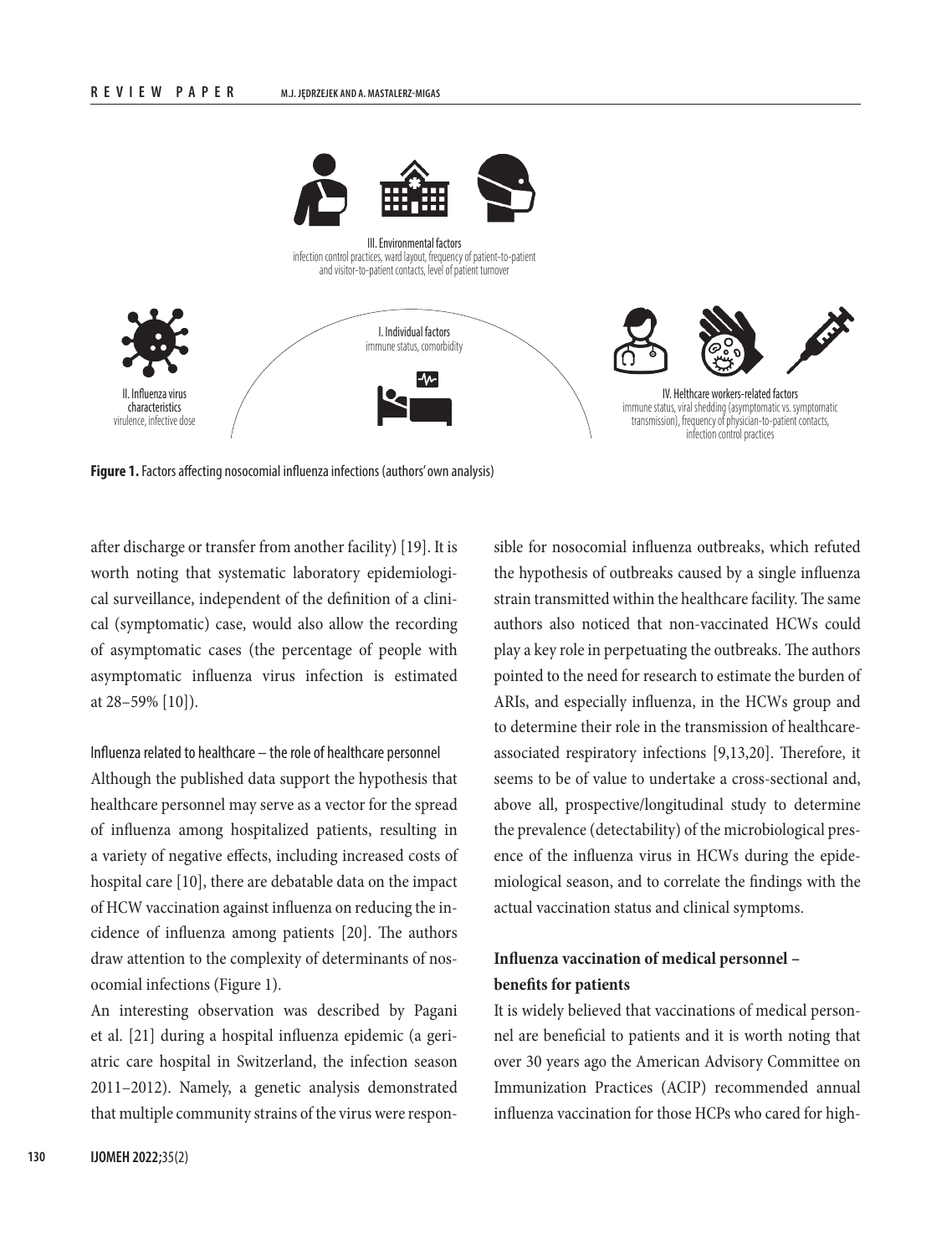III. Environmental factors
infection control practices, ward layout, frequency of patient-to-patient and visitor-to-patient contacts, level of patient turnover

I. Individual factors
immune status, comorbidity

II. Influenza virus characteristics
virulence, infective dose

IV. Helthcare workers-related factors
immune status, viral shedding (asymptomatic vs. symptomatic transmission), frequency of physician-to-patient contacts, infection control practices

**Figure 1.** Factors affecting nosocomial influenza infections (authors' own analysis)

after discharge or transfer from another facility) [19]. It is worth noting that systematic laboratory epidemiological surveillance, independent of the definition of a clinical (symptomatic) case, would also allow the recording of asymptomatic cases (the percentage of people with asymptomatic influenza virus infection is estimated at 28–59% [10]).

### Influenza related to healthcare – the role of healthcare personnel

Although the published data support the hypothesis that healthcare personnel may serve as a vector for the spread of influenza among hospitalized patients, resulting in a variety of negative effects, including increased costs of hospital care [10], there are debatable data on the impact of HCW vaccination against influenza on reducing the incidence of influenza among patients [20]. The authors draw attention to the complexity of determinants of nosocomial infections (Figure 1).

An interesting observation was described by Pagani et al. [21] during a hospital influenza epidemic (a geriatric care hospital in Switzerland, the infection season 2011–2012). Namely, a genetic analysis demonstrated that multiple community strains of the virus were responsible for nosocomial influenza outbreaks, which refuted the hypothesis of outbreaks caused by a single influenza strain transmitted within the healthcare facility. The same authors also noticed that non-vaccinated HCWs could play a key role in perpetuating the outbreaks. The authors pointed to the need for research to estimate the burden of ARIs, and especially influenza, in the HCWs group and to determine their role in the transmission of healthcare-associated respiratory infections [9,13,20]. Therefore, it seems to be of value to undertake a cross-sectional and, above all, prospective/longitudinal study to determine the prevalence (detectability) of the microbiological presence of the influenza virus in HCWs during the epidemiological season, and to correlate the findings with the actual vaccination status and clinical symptoms.

## Influenza vaccination of medical personnel – benefits for patients

It is widely believed that vaccinations of medical personnel are beneficial to patients and it is worth noting that over 30 years ago the American Advisory Committee on Immunization Practices (ACIP) recommended annual influenza vaccination for those HCPs who cared for high-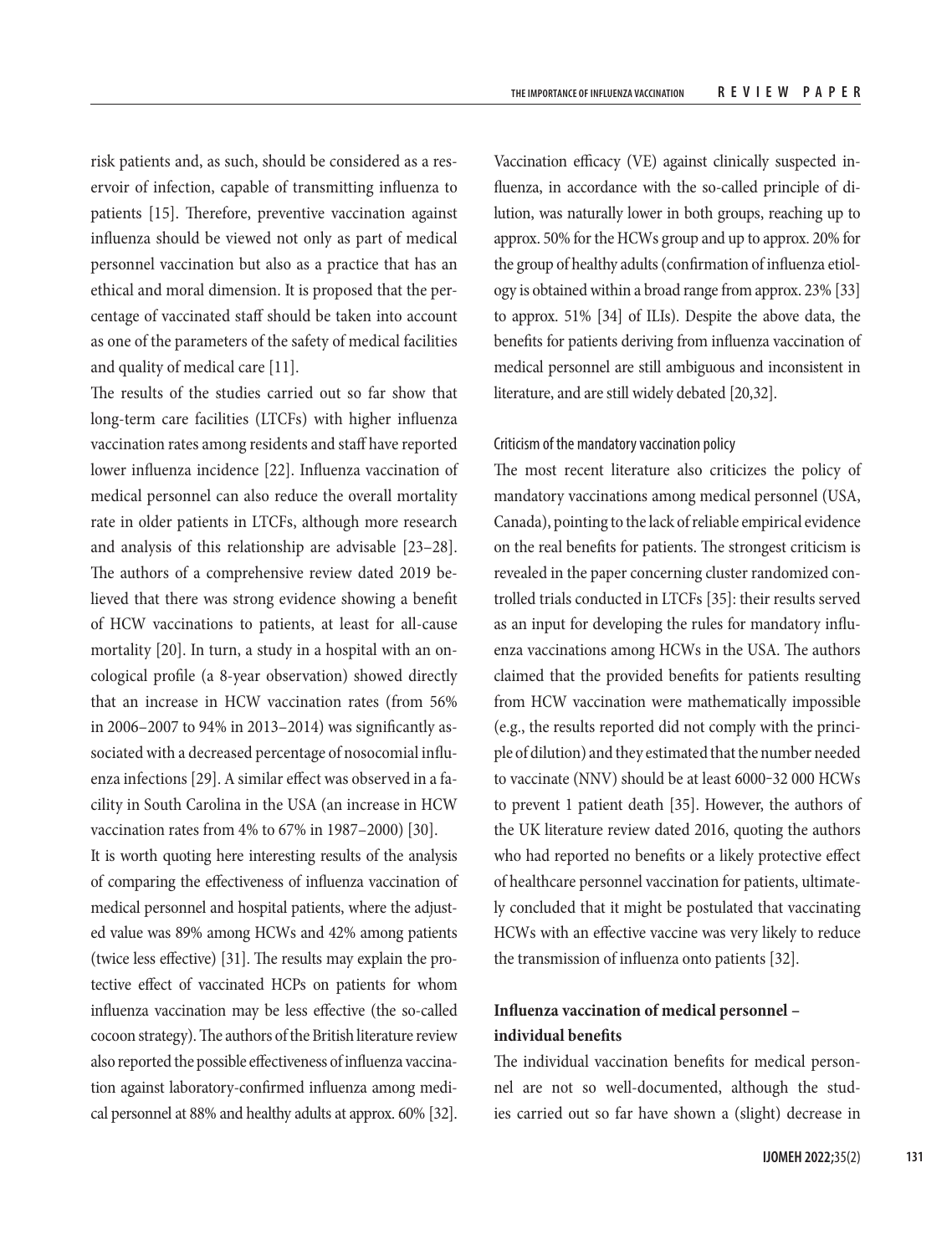risk patients and, as such, should be considered as a reservoir of infection, capable of transmitting influenza to patients [15]. Therefore, preventive vaccination against influenza should be viewed not only as part of medical personnel vaccination but also as a practice that has an ethical and moral dimension. It is proposed that the percentage of vaccinated staff should be taken into account as one of the parameters of the safety of medical facilities and quality of medical care [11].

The results of the studies carried out so far show that long-term care facilities (LTCFs) with higher influenza vaccination rates among residents and staff have reported lower influenza incidence [22]. Influenza vaccination of medical personnel can also reduce the overall mortality rate in older patients in LTCFs, although more research and analysis of this relationship are advisable [23–28]. The authors of a comprehensive review dated 2019 believed that there was strong evidence showing a benefit of HCW vaccinations to patients, at least for all-cause mortality [20]. In turn, a study in a hospital with an oncological profile (a 8-year observation) showed directly that an increase in HCW vaccination rates (from 56% in 2006–2007 to 94% in 2013–2014) was significantly associated with a decreased percentage of nosocomial influenza infections [29]. A similar effect was observed in a facility in South Carolina in the USA (an increase in HCW vaccination rates from 4% to 67% in 1987–2000) [30].

It is worth quoting here interesting results of the analysis of comparing the effectiveness of influenza vaccination of medical personnel and hospital patients, where the adjusted value was 89% among HCWs and 42% among patients (twice less effective) [31]. The results may explain the protective effect of vaccinated HCPs on patients for whom influenza vaccination may be less effective (the so-called cocoon strategy). The authors of the British literature review also reported the possible effectiveness of influenza vaccination against laboratory-confirmed influenza among medical personnel at 88% and healthy adults at approx. 60% [32]. Vaccination efficacy (VE) against clinically suspected influenza, in accordance with the so-called principle of dilution, was naturally lower in both groups, reaching up to approx. 50% for the HCWs group and up to approx. 20% for the group of healthy adults (confirmation of influenza etiology is obtained within a broad range from approx. 23% [33] to approx. 51% [34] of ILIs). Despite the above data, the benefits for patients deriving from influenza vaccination of medical personnel are still ambiguous and inconsistent in literature, and are still widely debated [20,32].

#### Criticism of the mandatory vaccination policy

The most recent literature also criticizes the policy of mandatory vaccinations among medical personnel (USA, Canada), pointing to the lack of reliable empirical evidence on the real benefits for patients. The strongest criticism is revealed in the paper concerning cluster randomized controlled trials conducted in LTCFs [35]: their results served as an input for developing the rules for mandatory influenza vaccinations among HCWs in the USA. The authors claimed that the provided benefits for patients resulting from HCW vaccination were mathematically impossible (e.g., the results reported did not comply with the principle of dilution) and they estimated that the number needed to vaccinate (NNV) should be at least 6000–32 000 HCWs to prevent 1 patient death [35]. However, the authors of the UK literature review dated 2016, quoting the authors who had reported no benefits or a likely protective effect of healthcare personnel vaccination for patients, ultimately concluded that it might be postulated that vaccinating HCWs with an effective vaccine was very likely to reduce the transmission of influenza onto patients [32].

### Influenza vaccination of medical personnel – individual benefits

The individual vaccination benefits for medical personnel are not so well-documented, although the studies carried out so far have shown a (slight) decrease in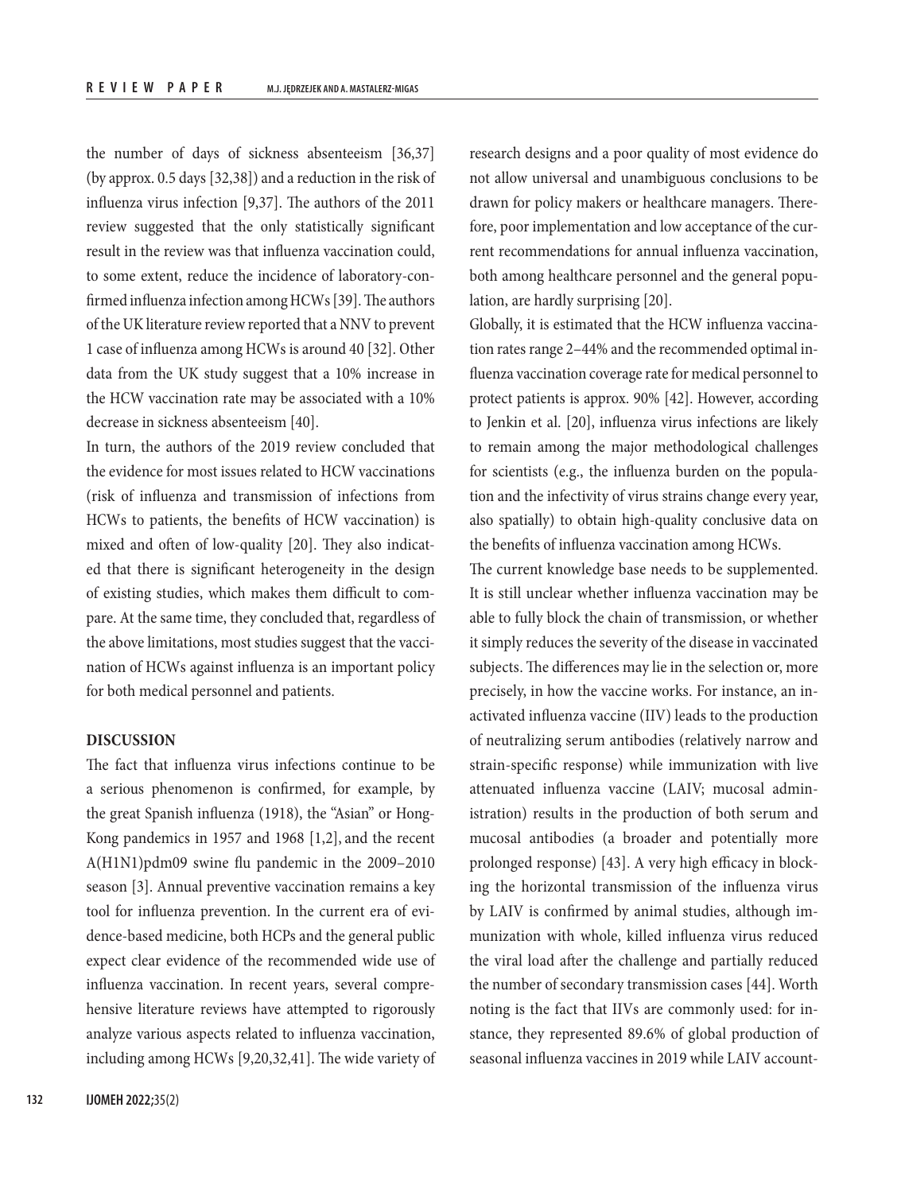the number of days of sickness absenteeism [36,37] (by approx. 0.5 days [32,38]) and a reduction in the risk of influenza virus infection [9,37]. The authors of the 2011 review suggested that the only statistically significant result in the review was that influenza vaccination could, to some extent, reduce the incidence of laboratory-confirmed influenza infection among HCWs [39]. The authors of the UK literature review reported that a NNV to prevent 1 case of influenza among HCWs is around 40 [32]. Other data from the UK study suggest that a 10% increase in the HCW vaccination rate may be associated with a 10% decrease in sickness absenteeism [40].

In turn, the authors of the 2019 review concluded that the evidence for most issues related to HCW vaccinations (risk of influenza and transmission of infections from HCWs to patients, the benefits of HCW vaccination) is mixed and often of low-quality [20]. They also indicated that there is significant heterogeneity in the design of existing studies, which makes them difficult to compare. At the same time, they concluded that, regardless of the above limitations, most studies suggest that the vaccination of HCWs against influenza is an important policy for both medical personnel and patients.

## DISCUSSION

The fact that influenza virus infections continue to be a serious phenomenon is confirmed, for example, by the great Spanish influenza (1918), the "Asian" or Hong-Kong pandemics in 1957 and 1968 [1,2], and the recent A(H1N1)pdm09 swine flu pandemic in the 2009–2010 season [3]. Annual preventive vaccination remains a key tool for influenza prevention. In the current era of evidence-based medicine, both HCPs and the general public expect clear evidence of the recommended wide use of influenza vaccination. In recent years, several comprehensive literature reviews have attempted to rigorously analyze various aspects related to influenza vaccination, including among HCWs [9,20,32,41]. The wide variety of research designs and a poor quality of most evidence do not allow universal and unambiguous conclusions to be drawn for policy makers or healthcare managers. Therefore, poor implementation and low acceptance of the current recommendations for annual influenza vaccination, both among healthcare personnel and the general population, are hardly surprising [20].

Globally, it is estimated that the HCW influenza vaccination rates range 2–44% and the recommended optimal influenza vaccination coverage rate for medical personnel to protect patients is approx. 90% [42]. However, according to Jenkin et al. [20], influenza virus infections are likely to remain among the major methodological challenges for scientists (e.g., the influenza burden on the population and the infectivity of virus strains change every year, also spatially) to obtain high-quality conclusive data on the benefits of influenza vaccination among HCWs.

The current knowledge base needs to be supplemented. It is still unclear whether influenza vaccination may be able to fully block the chain of transmission, or whether it simply reduces the severity of the disease in vaccinated subjects. The differences may lie in the selection or, more precisely, in how the vaccine works. For instance, an inactivated influenza vaccine (IIV) leads to the production of neutralizing serum antibodies (relatively narrow and strain-specific response) while immunization with live attenuated influenza vaccine (LAIV; mucosal administration) results in the production of both serum and mucosal antibodies (a broader and potentially more prolonged response) [43]. A very high efficacy in blocking the horizontal transmission of the influenza virus by LAIV is confirmed by animal studies, although immunization with whole, killed influenza virus reduced the viral load after the challenge and partially reduced the number of secondary transmission cases [44]. Worth noting is the fact that IIVs are commonly used: for instance, they represented 89.6% of global production of seasonal influenza vaccines in 2019 while LAIV account-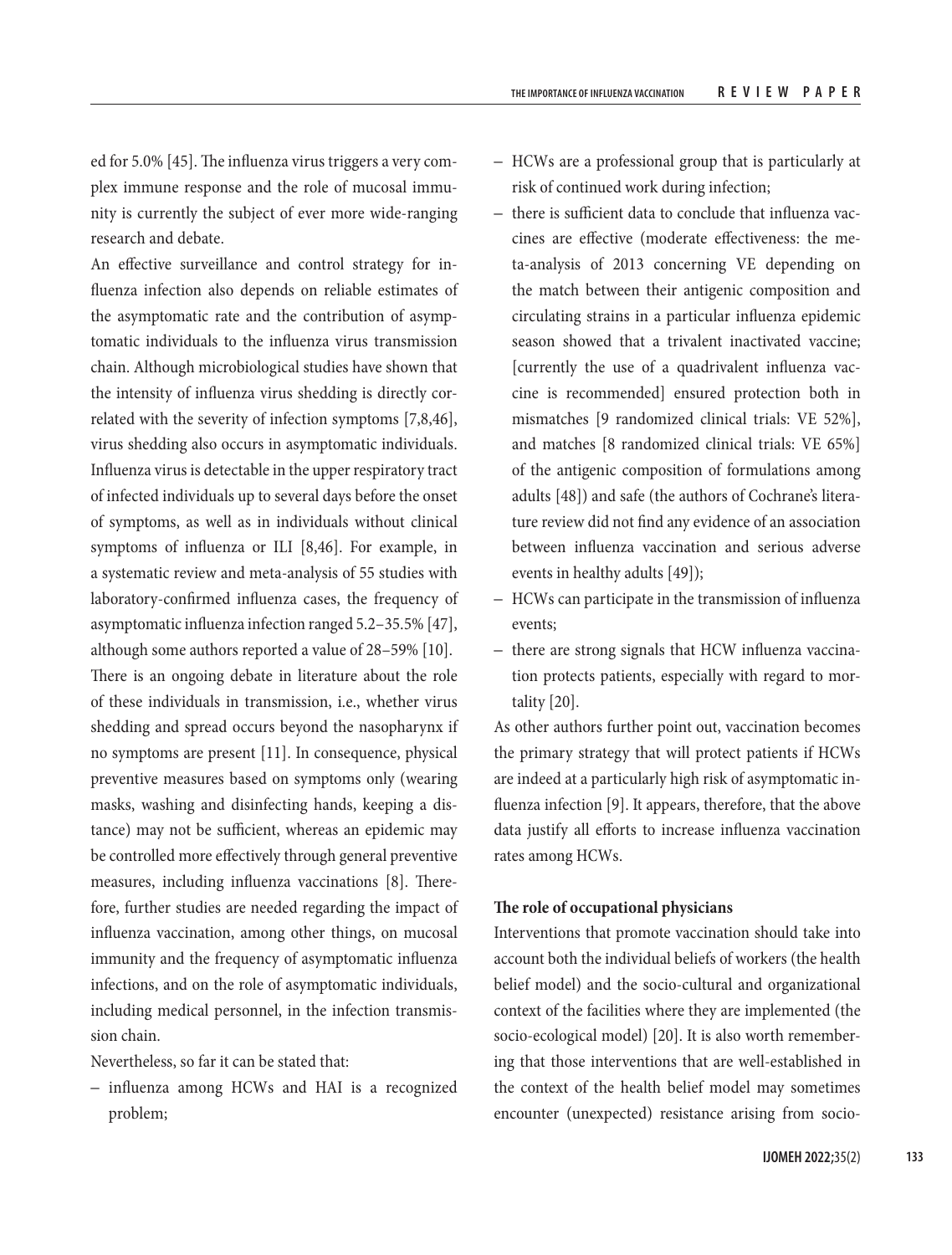ed for 5.0% [45]. The influenza virus triggers a very complex immune response and the role of mucosal immunity is currently the subject of ever more wide-ranging research and debate.

An effective surveillance and control strategy for influenza infection also depends on reliable estimates of the asymptomatic rate and the contribution of asymptomatic individuals to the influenza virus transmission chain. Although microbiological studies have shown that the intensity of influenza virus shedding is directly correlated with the severity of infection symptoms [7,8,46], virus shedding also occurs in asymptomatic individuals. Influenza virus is detectable in the upper respiratory tract of infected individuals up to several days before the onset of symptoms, as well as in individuals without clinical symptoms of influenza or ILI [8,46]. For example, in a systematic review and meta-analysis of 55 studies with laboratory-confirmed influenza cases, the frequency of asymptomatic influenza infection ranged 5.2–35.5% [47], although some authors reported a value of 28–59% [10].

There is an ongoing debate in literature about the role of these individuals in transmission, i.e., whether virus shedding and spread occurs beyond the nasopharynx if no symptoms are present [11]. In consequence, physical preventive measures based on symptoms only (wearing masks, washing and disinfecting hands, keeping a distance) may not be sufficient, whereas an epidemic may be controlled more effectively through general preventive measures, including influenza vaccinations [8]. Therefore, further studies are needed regarding the impact of influenza vaccination, among other things, on mucosal immunity and the frequency of asymptomatic influenza infections, and on the role of asymptomatic individuals, including medical personnel, in the infection transmission chain.

Nevertheless, so far it can be stated that:

- influenza among HCWs and HAI is a recognized problem;
- HCWs are a professional group that is particularly at risk of continued work during infection;
- there is sufficient data to conclude that influenza vaccines are effective (moderate effectiveness: the meta-analysis of 2013 concerning VE depending on the match between their antigenic composition and circulating strains in a particular influenza epidemic season showed that a trivalent inactivated vaccine; [currently the use of a quadrivalent influenza vaccine is recommended] ensured protection both in mismatches [9 randomized clinical trials: VE 52%], and matches [8 randomized clinical trials: VE 65%] of the antigenic composition of formulations among adults [48]) and safe (the authors of Cochrane's literature review did not find any evidence of an association between influenza vaccination and serious adverse events in healthy adults [49]);
- HCWs can participate in the transmission of influenza events;
- there are strong signals that HCW influenza vaccination protects patients, especially with regard to mortality [20].

As other authors further point out, vaccination becomes the primary strategy that will protect patients if HCWs are indeed at a particularly high risk of asymptomatic influenza infection [9]. It appears, therefore, that the above data justify all efforts to increase influenza vaccination rates among HCWs.

**The role of occupational physicians**

Interventions that promote vaccination should take into account both the individual beliefs of workers (the health belief model) and the socio-cultural and organizational context of the facilities where they are implemented (the socio-ecological model) [20]. It is also worth remembering that those interventions that are well-established in the context of the health belief model may sometimes encounter (unexpected) resistance arising from socio-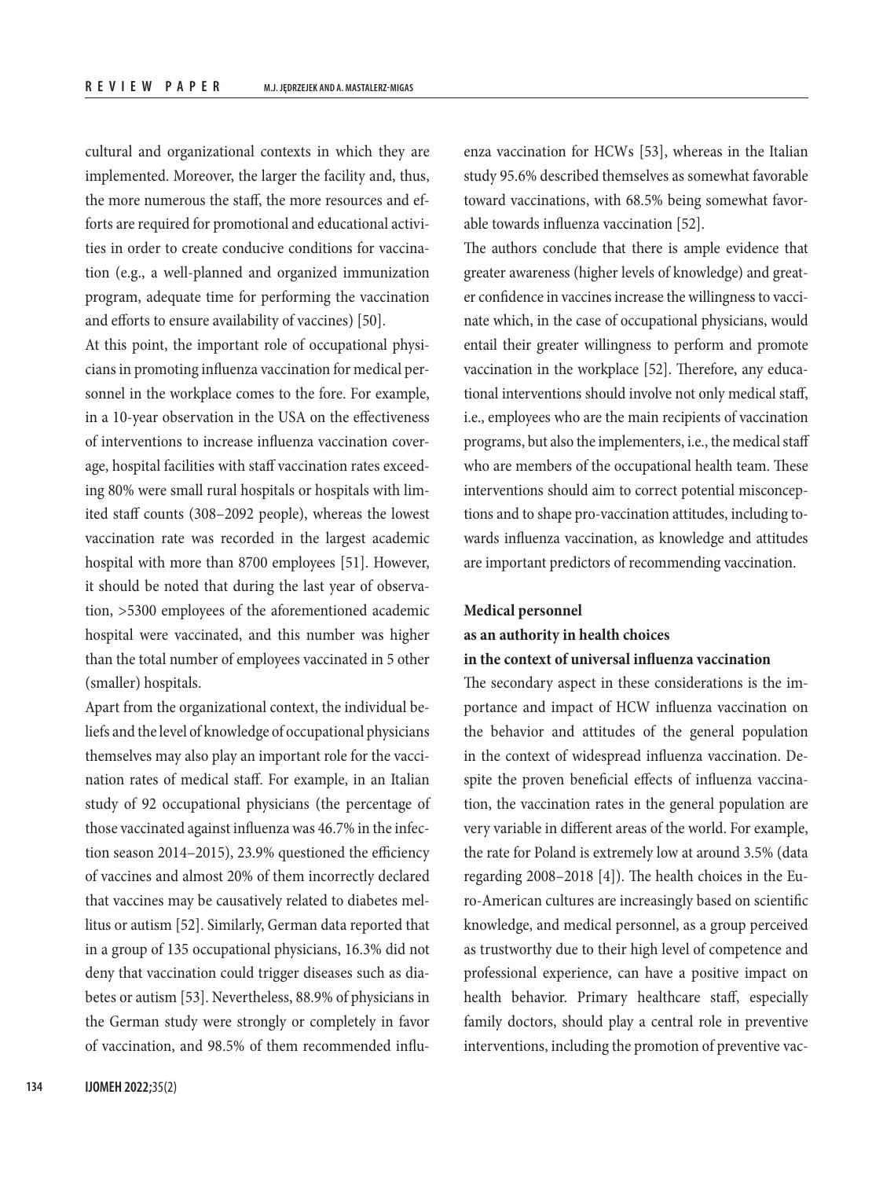cultural and organizational contexts in which they are implemented. Moreover, the larger the facility and, thus, the more numerous the staff, the more resources and efforts are required for promotional and educational activities in order to create conducive conditions for vaccination (e.g., a well-planned and organized immunization program, adequate time for performing the vaccination and efforts to ensure availability of vaccines) [50].

At this point, the important role of occupational physicians in promoting influenza vaccination for medical personnel in the workplace comes to the fore. For example, in a 10-year observation in the USA on the effectiveness of interventions to increase influenza vaccination coverage, hospital facilities with staff vaccination rates exceeding 80% were small rural hospitals or hospitals with limited staff counts (308–2092 people), whereas the lowest vaccination rate was recorded in the largest academic hospital with more than 8700 employees [51]. However, it should be noted that during the last year of observation, >5300 employees of the aforementioned academic hospital were vaccinated, and this number was higher than the total number of employees vaccinated in 5 other (smaller) hospitals.

Apart from the organizational context, the individual beliefs and the level of knowledge of occupational physicians themselves may also play an important role for the vaccination rates of medical staff. For example, in an Italian study of 92 occupational physicians (the percentage of those vaccinated against influenza was 46.7% in the infection season 2014–2015), 23.9% questioned the efficiency of vaccines and almost 20% of them incorrectly declared that vaccines may be causatively related to diabetes mellitus or autism [52]. Similarly, German data reported that in a group of 135 occupational physicians, 16.3% did not deny that vaccination could trigger diseases such as diabetes or autism [53]. Nevertheless, 88.9% of physicians in the German study were strongly or completely in favor of vaccination, and 98.5% of them recommended influenza vaccination for HCWs [53], whereas in the Italian study 95.6% described themselves as somewhat favorable toward vaccinations, with 68.5% being somewhat favorable towards influenza vaccination [52].

The authors conclude that there is ample evidence that greater awareness (higher levels of knowledge) and greater confidence in vaccines increase the willingness to vaccinate which, in the case of occupational physicians, would entail their greater willingness to perform and promote vaccination in the workplace [52]. Therefore, any educational interventions should involve not only medical staff, i.e., employees who are the main recipients of vaccination programs, but also the implementers, i.e., the medical staff who are members of the occupational health team. These interventions should aim to correct potential misconceptions and to shape pro-vaccination attitudes, including towards influenza vaccination, as knowledge and attitudes are important predictors of recommending vaccination.

### Medical personnel as an authority in health choices in the context of universal influenza vaccination

The secondary aspect in these considerations is the importance and impact of HCW influenza vaccination on the behavior and attitudes of the general population in the context of widespread influenza vaccination. Despite the proven beneficial effects of influenza vaccination, the vaccination rates in the general population are very variable in different areas of the world. For example, the rate for Poland is extremely low at around 3.5% (data regarding 2008–2018 [4]). The health choices in the Euro-American cultures are increasingly based on scientific knowledge, and medical personnel, as a group perceived as trustworthy due to their high level of competence and professional experience, can have a positive impact on health behavior. Primary healthcare staff, especially family doctors, should play a central role in preventive interventions, including the promotion of preventive vac-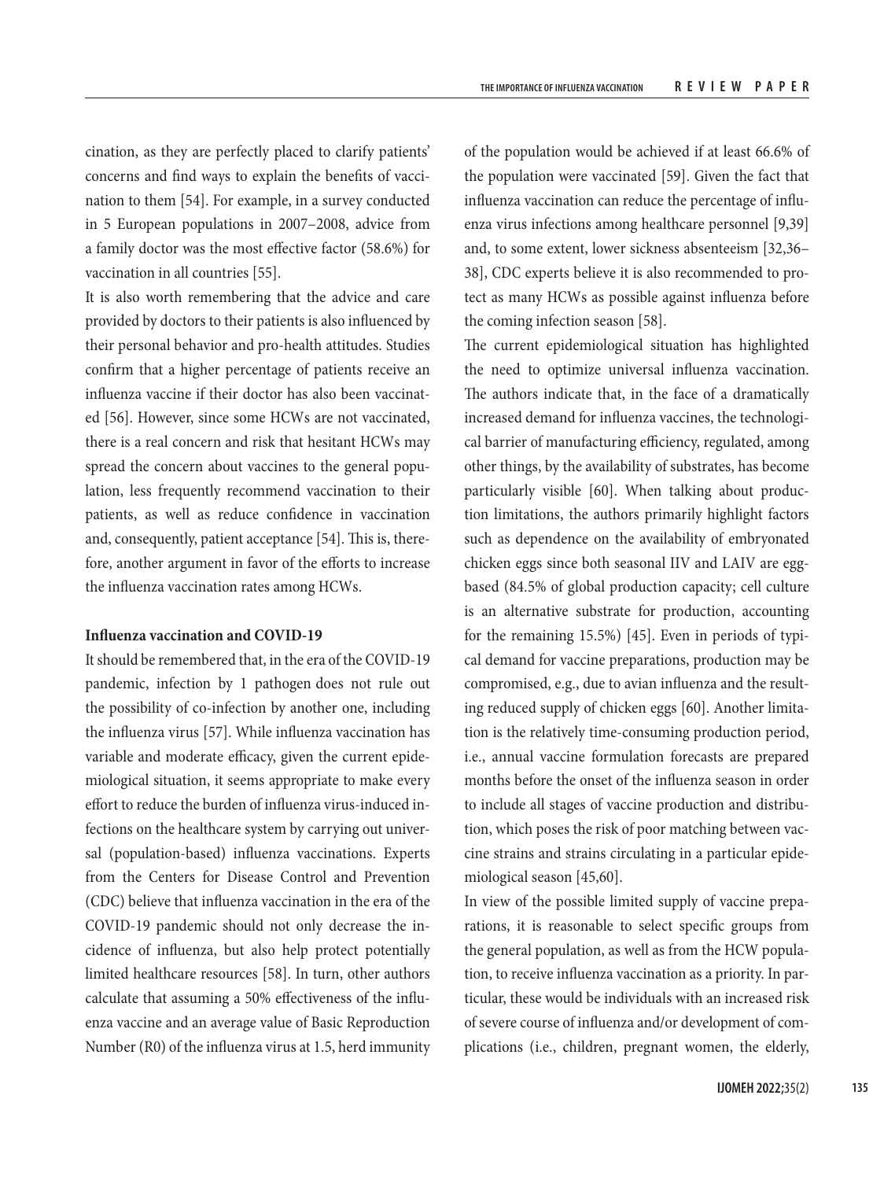cination, as they are perfectly placed to clarify patients' concerns and find ways to explain the benefits of vaccination to them [54]. For example, in a survey conducted in 5 European populations in 2007–2008, advice from a family doctor was the most effective factor (58.6%) for vaccination in all countries [55].

It is also worth remembering that the advice and care provided by doctors to their patients is also influenced by their personal behavior and pro-health attitudes. Studies confirm that a higher percentage of patients receive an influenza vaccine if their doctor has also been vaccinated [56]. However, since some HCWs are not vaccinated, there is a real concern and risk that hesitant HCWs may spread the concern about vaccines to the general population, less frequently recommend vaccination to their patients, as well as reduce confidence in vaccination and, consequently, patient acceptance [54]. This is, therefore, another argument in favor of the efforts to increase the influenza vaccination rates among HCWs.

**Influenza vaccination and COVID-19**

It should be remembered that, in the era of the COVID-19 pandemic, infection by 1 pathogen does not rule out the possibility of co-infection by another one, including the influenza virus [57]. While influenza vaccination has variable and moderate efficacy, given the current epidemiological situation, it seems appropriate to make every effort to reduce the burden of influenza virus-induced infections on the healthcare system by carrying out universal (population-based) influenza vaccinations. Experts from the Centers for Disease Control and Prevention (CDC) believe that influenza vaccination in the era of the COVID-19 pandemic should not only decrease the incidence of influenza, but also help protect potentially limited healthcare resources [58]. In turn, other authors calculate that assuming a 50% effectiveness of the influenza vaccine and an average value of Basic Reproduction Number (R0) of the influenza virus at 1.5, herd immunity of the population would be achieved if at least 66.6% of the population were vaccinated [59]. Given the fact that influenza vaccination can reduce the percentage of influenza virus infections among healthcare personnel [9,39] and, to some extent, lower sickness absenteeism [32,36–38], CDC experts believe it is also recommended to protect as many HCWs as possible against influenza before the coming infection season [58].

The current epidemiological situation has highlighted the need to optimize universal influenza vaccination. The authors indicate that, in the face of a dramatically increased demand for influenza vaccines, the technological barrier of manufacturing efficiency, regulated, among other things, by the availability of substrates, has become particularly visible [60]. When talking about production limitations, the authors primarily highlight factors such as dependence on the availability of embryonated chicken eggs since both seasonal IIV and LAIV are egg-based (84.5% of global production capacity; cell culture is an alternative substrate for production, accounting for the remaining 15.5%) [45]. Even in periods of typical demand for vaccine preparations, production may be compromised, e.g., due to avian influenza and the resulting reduced supply of chicken eggs [60]. Another limitation is the relatively time-consuming production period, i.e., annual vaccine formulation forecasts are prepared months before the onset of the influenza season in order to include all stages of vaccine production and distribution, which poses the risk of poor matching between vaccine strains and strains circulating in a particular epidemiological season [45,60].

In view of the possible limited supply of vaccine preparations, it is reasonable to select specific groups from the general population, as well as from the HCW population, to receive influenza vaccination as a priority. In particular, these would be individuals with an increased risk of severe course of influenza and/or development of complications (i.e., children, pregnant women, the elderly,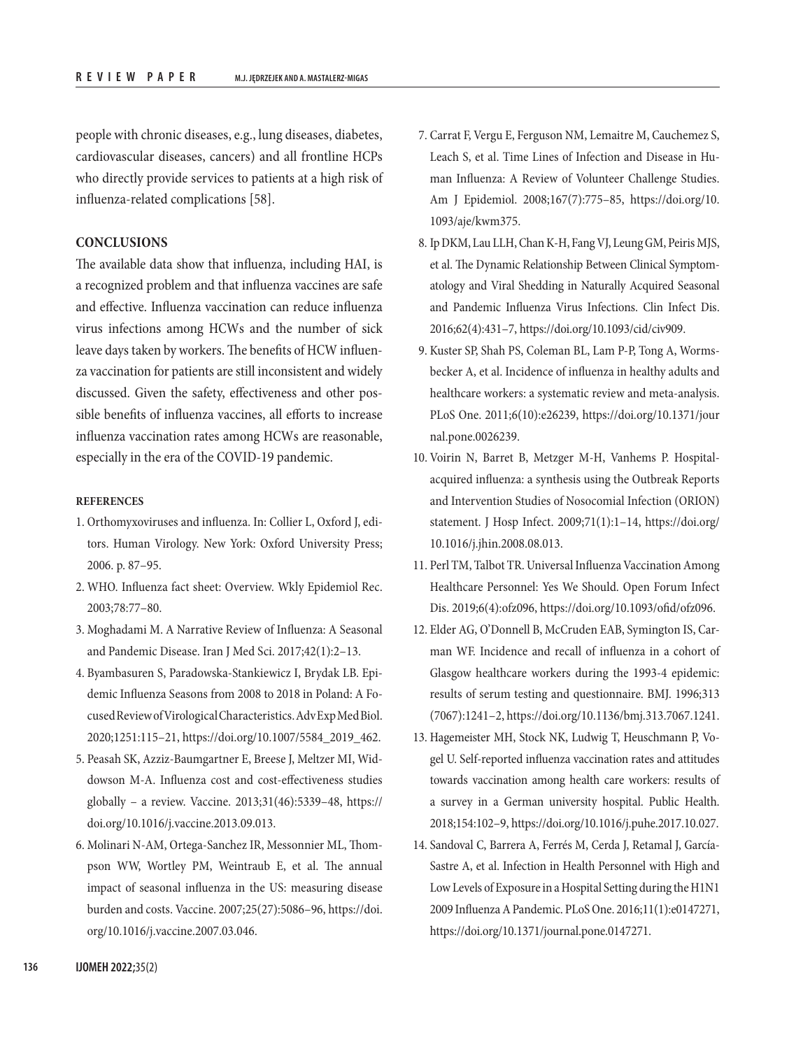people with chronic diseases, e.g., lung diseases, diabetes, cardiovascular diseases, cancers) and all frontline HCPs who directly provide services to patients at a high risk of influenza-related complications [58].

## CONCLUSIONS

The available data show that influenza, including HAI, is a recognized problem and that influenza vaccines are safe and effective. Influenza vaccination can reduce influenza virus infections among HCWs and the number of sick leave days taken by workers. The benefits of HCW influenza vaccination for patients are still inconsistent and widely discussed. Given the safety, effectiveness and other possible benefits of influenza vaccines, all efforts to increase influenza vaccination rates among HCWs are reasonable, especially in the era of the COVID-19 pandemic.

### REFERENCES

1. Orthomyxoviruses and influenza. In: Collier L, Oxford J, editors. Human Virology. New York: Oxford University Press; 2006. p. 87–95.
2. WHO. Influenza fact sheet: Overview. Wkly Epidemiol Rec. 2003;78:77–80.
3. Moghadami M. A Narrative Review of Influenza: A Seasonal and Pandemic Disease. Iran J Med Sci. 2017;42(1):2–13.
4. Byambasuren S, Paradowska-Stankiewicz I, Brydak LB. Epidemic Influenza Seasons from 2008 to 2018 in Poland: A Focused Review of Virological Characteristics. Adv Exp Med Biol. 2020;1251:115–21, https://doi.org/10.1007/5584_2019_462.
5. Peasah SK, Azziz-Baumgartner E, Breese J, Meltzer MI, Widdowson M-A. Influenza cost and cost-effectiveness studies globally – a review. Vaccine. 2013;31(46):5339–48, https://doi.org/10.1016/j.vaccine.2013.09.013.
6. Molinari N-AM, Ortega-Sanchez IR, Messonnier ML, Thompson WW, Wortley PM, Weintraub E, et al. The annual impact of seasonal influenza in the US: measuring disease burden and costs. Vaccine. 2007;25(27):5086–96, https://doi.org/10.1016/j.vaccine.2007.03.046.
7. Carrat F, Vergu E, Ferguson NM, Lemaitre M, Cauchemez S, Leach S, et al. Time Lines of Infection and Disease in Human Influenza: A Review of Volunteer Challenge Studies. Am J Epidemiol. 2008;167(7):775–85, https://doi.org/10.1093/aje/kwm375.
8. Ip DKM, Lau LLH, Chan K-H, Fang VJ, Leung GM, Peiris MJS, et al. The Dynamic Relationship Between Clinical Symptomatology and Viral Shedding in Naturally Acquired Seasonal and Pandemic Influenza Virus Infections. Clin Infect Dis. 2016;62(4):431–7, https://doi.org/10.1093/cid/civ909.
9. Kuster SP, Shah PS, Coleman BL, Lam P-P, Tong A, Wormsbecker A, et al. Incidence of influenza in healthy adults and healthcare workers: a systematic review and meta-analysis. PLoS One. 2011;6(10):e26239, https://doi.org/10.1371/journal.pone.0026239.
10. Voirin N, Barret B, Metzger M-H, Vanhems P. Hospital-acquired influenza: a synthesis using the Outbreak Reports and Intervention Studies of Nosocomial Infection (ORION) statement. J Hosp Infect. 2009;71(1):1–14, https://doi.org/10.1016/j.jhin.2008.08.013.
11. Perl TM, Talbot TR. Universal Influenza Vaccination Among Healthcare Personnel: Yes We Should. Open Forum Infect Dis. 2019;6(4):ofz096, https://doi.org/10.1093/ofid/ofz096.
12. Elder AG, O'Donnell B, McCruden EAB, Symington IS, Carman WF. Incidence and recall of influenza in a cohort of Glasgow healthcare workers during the 1993-4 epidemic: results of serum testing and questionnaire. BMJ. 1996;313(7067):1241–2, https://doi.org/10.1136/bmj.313.7067.1241.
13. Hagemeister MH, Stock NK, Ludwig T, Heuschmann P, Vogel U. Self-reported influenza vaccination rates and attitudes towards vaccination among health care workers: results of a survey in a German university hospital. Public Health. 2018;154:102–9, https://doi.org/10.1016/j.puhe.2017.10.027.
14. Sandoval C, Barrera A, Ferrés M, Cerda J, Retamal J, García-Sastre A, et al. Infection in Health Personnel with High and Low Levels of Exposure in a Hospital Setting during the H1N1 2009 Influenza A Pandemic. PLoS One. 2016;11(1):e0147271, https://doi.org/10.1371/journal.pone.0147271.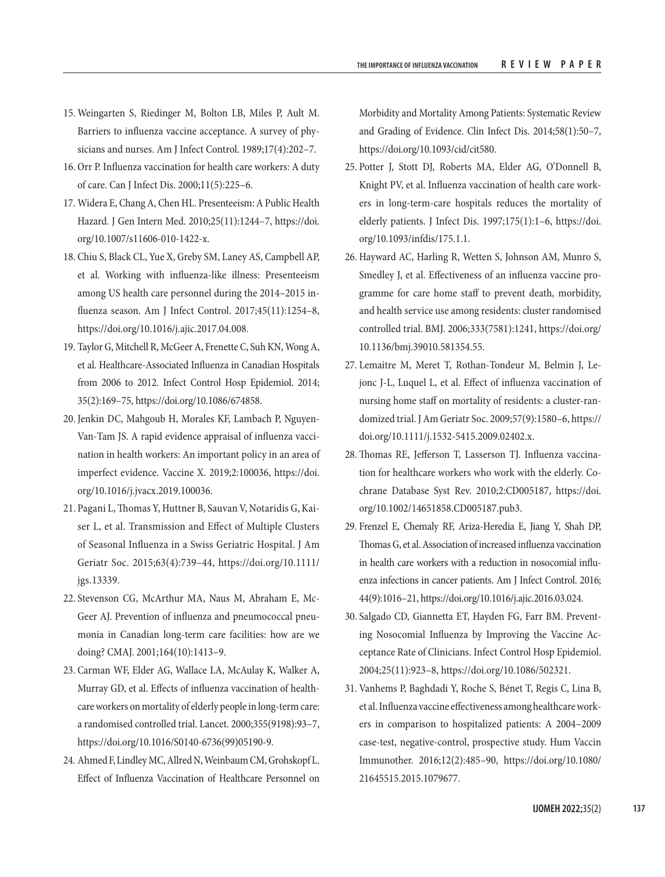15. Weingarten S, Riedinger M, Bolton LB, Miles P, Ault M. Barriers to influenza vaccine acceptance. A survey of physicians and nurses. Am J Infect Control. 1989;17(4):202–7.
16. Orr P. Influenza vaccination for health care workers: A duty of care. Can J Infect Dis. 2000;11(5):225–6.
17. Widera E, Chang A, Chen HL. Presenteeism: A Public Health Hazard. J Gen Intern Med. 2010;25(11):1244–7, https://doi.org/10.1007/s11606-010-1422-x.
18. Chiu S, Black CL, Yue X, Greby SM, Laney AS, Campbell AP, et al. Working with influenza-like illness: Presenteeism among US health care personnel during the 2014–2015 influenza season. Am J Infect Control. 2017;45(11):1254–8, https://doi.org/10.1016/j.ajic.2017.04.008.
19. Taylor G, Mitchell R, McGeer A, Frenette C, Suh KN, Wong A, et al. Healthcare-Associated Influenza in Canadian Hospitals from 2006 to 2012. Infect Control Hosp Epidemiol. 2014; 35(2):169–75, https://doi.org/10.1086/674858.
20. Jenkin DC, Mahgoub H, Morales KF, Lambach P, Nguyen-Van-Tam JS. A rapid evidence appraisal of influenza vaccination in health workers: An important policy in an area of imperfect evidence. Vaccine X. 2019;2:100036, https://doi.org/10.1016/j.jvacx.2019.100036.
21. Pagani L, Thomas Y, Huttner B, Sauvan V, Notaridis G, Kaiser L, et al. Transmission and Effect of Multiple Clusters of Seasonal Influenza in a Swiss Geriatric Hospital. J Am Geriatr Soc. 2015;63(4):739–44, https://doi.org/10.1111/jgs.13339.
22. Stevenson CG, McArthur MA, Naus M, Abraham E, McGeer AJ. Prevention of influenza and pneumococcal pneumonia in Canadian long-term care facilities: how are we doing? CMAJ. 2001;164(10):1413–9.
23. Carman WF, Elder AG, Wallace LA, McAulay K, Walker A, Murray GD, et al. Effects of influenza vaccination of health-care workers on mortality of elderly people in long-term care: a randomised controlled trial. Lancet. 2000;355(9198):93–7, https://doi.org/10.1016/S0140-6736(99)05190-9.
24. Ahmed F, Lindley MC, Allred N, Weinbaum CM, Grohskopf L. Effect of Influenza Vaccination of Healthcare Personnel on Morbidity and Mortality Among Patients: Systematic Review and Grading of Evidence. Clin Infect Dis. 2014;58(1):50–7, https://doi.org/10.1093/cid/cit580.
25. Potter J, Stott DJ, Roberts MA, Elder AG, O'Donnell B, Knight PV, et al. Influenza vaccination of health care workers in long-term-care hospitals reduces the mortality of elderly patients. J Infect Dis. 1997;175(1):1–6, https://doi.org/10.1093/infdis/175.1.1.
26. Hayward AC, Harling R, Wetten S, Johnson AM, Munro S, Smedley J, et al. Effectiveness of an influenza vaccine programme for care home staff to prevent death, morbidity, and health service use among residents: cluster randomised controlled trial. BMJ. 2006;333(7581):1241, https://doi.org/10.1136/bmj.39010.581354.55.
27. Lemaitre M, Meret T, Rothan-Tondeur M, Belmin J, Lejonc J-L, Luquel L, et al. Effect of influenza vaccination of nursing home staff on mortality of residents: a cluster-randomized trial. J Am Geriatr Soc. 2009;57(9):1580–6, https://doi.org/10.1111/j.1532-5415.2009.02402.x.
28. Thomas RE, Jefferson T, Lasserson TJ. Influenza vaccination for healthcare workers who work with the elderly. Cochrane Database Syst Rev. 2010;2:CD005187, https://doi.org/10.1002/14651858.CD005187.pub3.
29. Frenzel E, Chemaly RF, Ariza-Heredia E, Jiang Y, Shah DP, Thomas G, et al. Association of increased influenza vaccination in health care workers with a reduction in nosocomial influenza infections in cancer patients. Am J Infect Control. 2016; 44(9):1016–21, https://doi.org/10.1016/j.ajic.2016.03.024.
30. Salgado CD, Giannetta ET, Hayden FG, Farr BM. Preventing Nosocomial Influenza by Improving the Vaccine Acceptance Rate of Clinicians. Infect Control Hosp Epidemiol. 2004;25(11):923–8, https://doi.org/10.1086/502321.
31. Vanhems P, Baghdadi Y, Roche S, Bénet T, Regis C, Lina B, et al. Influenza vaccine effectiveness among healthcare workers in comparison to hospitalized patients: A 2004–2009 case-test, negative-control, prospective study. Hum Vaccin Immunother. 2016;12(2):485–90, https://doi.org/10.1080/21645515.2015.1079677.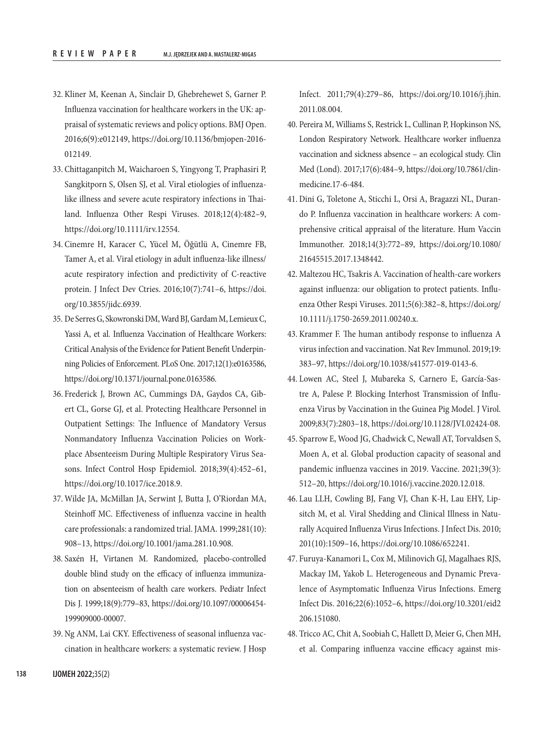32. Kliner M, Keenan A, Sinclair D, Ghebrehewet S, Garner P. Influenza vaccination for healthcare workers in the UK: appraisal of systematic reviews and policy options. BMJ Open. 2016;6(9):e012149, https://doi.org/10.1136/bmjopen-2016-012149.
33. Chittaganpitch M, Waicharoen S, Yingyong T, Praphasiri P, Sangkitporn S, Olsen SJ, et al. Viral etiologies of influenza-like illness and severe acute respiratory infections in Thailand. Influenza Other Respi Viruses. 2018;12(4):482–9, https://doi.org/10.1111/irv.12554.
34. Cinemre H, Karacer C, Yücel M, Öğütlü A, Cinemre FB, Tamer A, et al. Viral etiology in adult influenza-like illness/acute respiratory infection and predictivity of C-reactive protein. J Infect Dev Ctries. 2016;10(7):741–6, https://doi.org/10.3855/jidc.6939.
35. De Serres G, Skowronski DM, Ward BJ, Gardam M, Lemieux C, Yassi A, et al. Influenza Vaccination of Healthcare Workers: Critical Analysis of the Evidence for Patient Benefit Underpinning Policies of Enforcement. PLoS One. 2017;12(1):e0163586, https://doi.org/10.1371/journal.pone.0163586.
36. Frederick J, Brown AC, Cummings DA, Gaydos CA, Gibert CL, Gorse GJ, et al. Protecting Healthcare Personnel in Outpatient Settings: The Influence of Mandatory Versus Nonmandatory Influenza Vaccination Policies on Workplace Absenteeism During Multiple Respiratory Virus Seasons. Infect Control Hosp Epidemiol. 2018;39(4):452–61, https://doi.org/10.1017/ice.2018.9.
37. Wilde JA, McMillan JA, Serwint J, Butta J, O'Riordan MA, Steinhoff MC. Effectiveness of influenza vaccine in health care professionals: a randomized trial. JAMA. 1999;281(10):908–13, https://doi.org/10.1001/jama.281.10.908.
38. Saxén H, Virtanen M. Randomized, placebo-controlled double blind study on the efficacy of influenza immunization on absenteeism of health care workers. Pediatr Infect Dis J. 1999;18(9):779–83, https://doi.org/10.1097/00006454-199909000-00007.
39. Ng ANM, Lai CKY. Effectiveness of seasonal influenza vaccination in healthcare workers: a systematic review. J Hosp Infect. 2011;79(4):279–86, https://doi.org/10.1016/j.jhin.2011.08.004.
40. Pereira M, Williams S, Restrick L, Cullinan P, Hopkinson NS, London Respiratory Network. Healthcare worker influenza vaccination and sickness absence – an ecological study. Clin Med (Lond). 2017;17(6):484–9, https://doi.org/10.7861/clinmedicine.17-6-484.
41. Dini G, Toletone A, Sticchi L, Orsi A, Bragazzi NL, Durando P. Influenza vaccination in healthcare workers: A comprehensive critical appraisal of the literature. Hum Vaccin Immunother. 2018;14(3):772–89, https://doi.org/10.1080/21645515.2017.1348442.
42. Maltezou HC, Tsakris A. Vaccination of health-care workers against influenza: our obligation to protect patients. Influenza Other Respi Viruses. 2011;5(6):382–8, https://doi.org/10.1111/j.1750-2659.2011.00240.x.
43. Krammer F. The human antibody response to influenza A virus infection and vaccination. Nat Rev Immunol. 2019;19:383–97, https://doi.org/10.1038/s41577-019-0143-6.
44. Lowen AC, Steel J, Mubareka S, Carnero E, García-Sastre A, Palese P. Blocking Interhost Transmission of Influenza Virus by Vaccination in the Guinea Pig Model. J Virol. 2009;83(7):2803–18, https://doi.org/10.1128/JVI.02424-08.
45. Sparrow E, Wood JG, Chadwick C, Newall AT, Torvaldsen S, Moen A, et al. Global production capacity of seasonal and pandemic influenza vaccines in 2019. Vaccine. 2021;39(3):512–20, https://doi.org/10.1016/j.vaccine.2020.12.018.
46. Lau LLH, Cowling BJ, Fang VJ, Chan K-H, Lau EHY, Lipsitch M, et al. Viral Shedding and Clinical Illness in Naturally Acquired Influenza Virus Infections. J Infect Dis. 2010;201(10):1509–16, https://doi.org/10.1086/652241.
47. Furuya-Kanamori L, Cox M, Milinovich GJ, Magalhaes RJS, Mackay IM, Yakob L. Heterogeneous and Dynamic Prevalence of Asymptomatic Influenza Virus Infections. Emerg Infect Dis. 2016;22(6):1052–6, https://doi.org/10.3201/eid2206.151080.
48. Tricco AC, Chit A, Soobiah C, Hallett D, Meier G, Chen MH, et al. Comparing influenza vaccine efficacy against mis-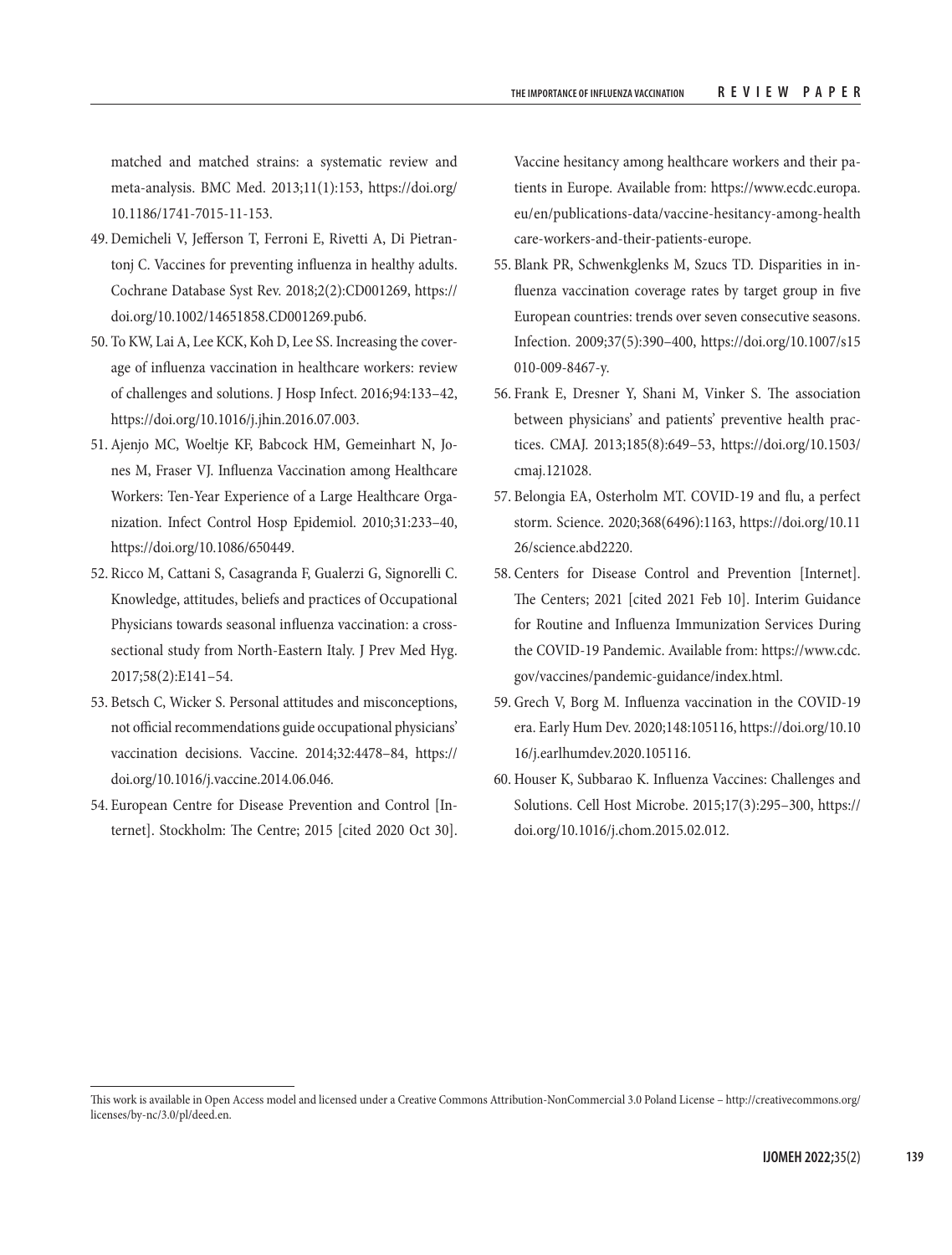matched and matched strains: a systematic review and meta-analysis. BMC Med. 2013;11(1):153, https://doi.org/10.1186/1741-7015-11-153.

49. Demicheli V, Jefferson T, Ferroni E, Rivetti A, Di Pietrantonj C. Vaccines for preventing influenza in healthy adults. Cochrane Database Syst Rev. 2018;2(2):CD001269, https://doi.org/10.1002/14651858.CD001269.pub6.
50. To KW, Lai A, Lee KCK, Koh D, Lee SS. Increasing the coverage of influenza vaccination in healthcare workers: review of challenges and solutions. J Hosp Infect. 2016;94:133–42, https://doi.org/10.1016/j.jhin.2016.07.003.
51. Ajenjo MC, Woeltje KF, Babcock HM, Gemeinhart N, Jones M, Fraser VJ. Influenza Vaccination among Healthcare Workers: Ten-Year Experience of a Large Healthcare Organization. Infect Control Hosp Epidemiol. 2010;31:233–40, https://doi.org/10.1086/650449.
52. Ricco M, Cattani S, Casagranda F, Gualerzi G, Signorelli C. Knowledge, attitudes, beliefs and practices of Occupational Physicians towards seasonal influenza vaccination: a cross-sectional study from North-Eastern Italy. J Prev Med Hyg. 2017;58(2):E141–54.
53. Betsch C, Wicker S. Personal attitudes and misconceptions, not official recommendations guide occupational physicians' vaccination decisions. Vaccine. 2014;32:4478–84, https://doi.org/10.1016/j.vaccine.2014.06.046.
54. European Centre for Disease Prevention and Control [Internet]. Stockholm: The Centre; 2015 [cited 2020 Oct 30]. Vaccine hesitancy among healthcare workers and their patients in Europe. Available from: https://www.ecdc.europa.eu/en/publications-data/vaccine-hesitancy-among-healthcare-workers-and-their-patients-europe.
55. Blank PR, Schwenkglenks M, Szucs TD. Disparities in influenza vaccination coverage rates by target group in five European countries: trends over seven consecutive seasons. Infection. 2009;37(5):390–400, https://doi.org/10.1007/s15010-009-8467-y.
56. Frank E, Dresner Y, Shani M, Vinker S. The association between physicians' and patients' preventive health practices. CMAJ. 2013;185(8):649–53, https://doi.org/10.1503/cmaj.121028.
57. Belongia EA, Osterholm MT. COVID-19 and flu, a perfect storm. Science. 2020;368(6496):1163, https://doi.org/10.1126/science.abd2220.
58. Centers for Disease Control and Prevention [Internet]. The Centers; 2021 [cited 2021 Feb 10]. Interim Guidance for Routine and Influenza Immunization Services During the COVID-19 Pandemic. Available from: https://www.cdc.gov/vaccines/pandemic-guidance/index.html.
59. Grech V, Borg M. Influenza vaccination in the COVID-19 era. Early Hum Dev. 2020;148:105116, https://doi.org/10.1016/j.earlhumdev.2020.105116.
60. Houser K, Subbarao K. Influenza Vaccines: Challenges and Solutions. Cell Host Microbe. 2015;17(3):295–300, https://doi.org/10.1016/j.chom.2015.02.012.

This work is available in Open Access model and licensed under a Creative Commons Attribution-NonCommercial 3.0 Poland License – http://creativecommons.org/licenses/by-nc/3.0/pl/deed.en.